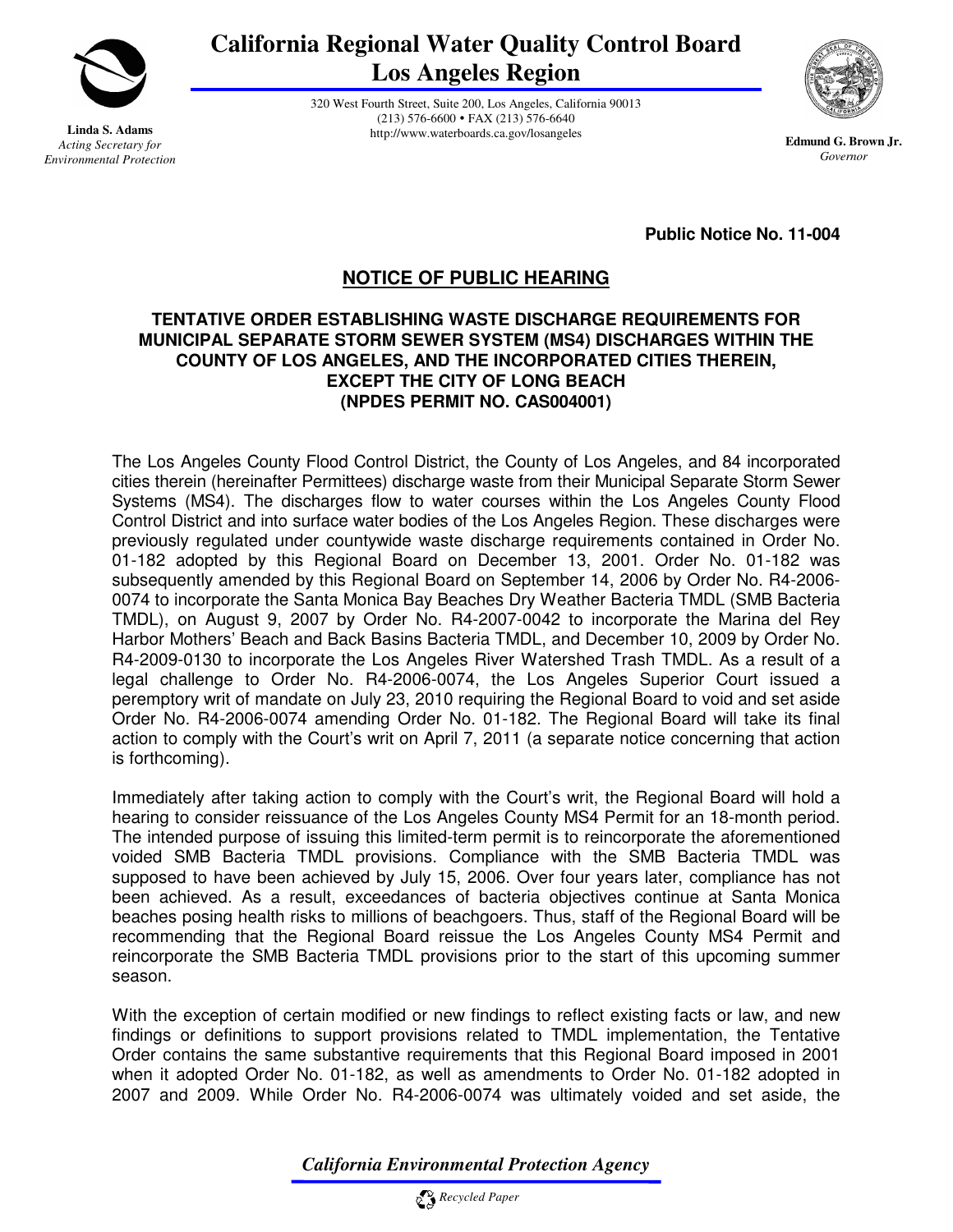# California Regional Water Quality Control Board
## Los Angeles Region

320 West Fourth Street, Suite 200, Los Angeles, California 90013
(213) 576-6600 • FAX (213) 576-6640
http://www.waterboards.ca.gov/losangeles

**Linda S. Adams**
*Acting Secretary for Environmental Protection*

**Edmund G. Brown Jr.**
*Governor*

**Public Notice No. 11-004**

## NOTICE OF PUBLIC HEARING

### TENTATIVE ORDER ESTABLISHING WASTE DISCHARGE REQUIREMENTS FOR MUNICIPAL SEPARATE STORM SEWER SYSTEM (MS4) DISCHARGES WITHIN THE COUNTY OF LOS ANGELES, AND THE INCORPORATED CITIES THEREIN, EXCEPT THE CITY OF LONG BEACH (NPDES PERMIT NO. CAS004001)

The Los Angeles County Flood Control District, the County of Los Angeles, and 84 incorporated cities therein (hereinafter Permittees) discharge waste from their Municipal Separate Storm Sewer Systems (MS4). The discharges flow to water courses within the Los Angeles County Flood Control District and into surface water bodies of the Los Angeles Region. These discharges were previously regulated under countywide waste discharge requirements contained in Order No. 01-182 adopted by this Regional Board on December 13, 2001. Order No. 01-182 was subsequently amended by this Regional Board on September 14, 2006 by Order No. R4-2006-0074 to incorporate the Santa Monica Bay Beaches Dry Weather Bacteria TMDL (SMB Bacteria TMDL), on August 9, 2007 by Order No. R4-2007-0042 to incorporate the Marina del Rey Harbor Mothers' Beach and Back Basins Bacteria TMDL, and December 10, 2009 by Order No. R4-2009-0130 to incorporate the Los Angeles River Watershed Trash TMDL. As a result of a legal challenge to Order No. R4-2006-0074, the Los Angeles Superior Court issued a peremptory writ of mandate on July 23, 2010 requiring the Regional Board to void and set aside Order No. R4-2006-0074 amending Order No. 01-182. The Regional Board will take its final action to comply with the Court's writ on April 7, 2011 (a separate notice concerning that action is forthcoming).

Immediately after taking action to comply with the Court's writ, the Regional Board will hold a hearing to consider reissuance of the Los Angeles County MS4 Permit for an 18-month period. The intended purpose of issuing this limited-term permit is to reincorporate the aforementioned voided SMB Bacteria TMDL provisions. Compliance with the SMB Bacteria TMDL was supposed to have been achieved by July 15, 2006. Over four years later, compliance has not been achieved. As a result, exceedances of bacteria objectives continue at Santa Monica beaches posing health risks to millions of beachgoers. Thus, staff of the Regional Board will be recommending that the Regional Board reissue the Los Angeles County MS4 Permit and reincorporate the SMB Bacteria TMDL provisions prior to the start of this upcoming summer season.

With the exception of certain modified or new findings to reflect existing facts or law, and new findings or definitions to support provisions related to TMDL implementation, the Tentative Order contains the same substantive requirements that this Regional Board imposed in 2001 when it adopted Order No. 01-182, as well as amendments to Order No. 01-182 adopted in 2007 and 2009. While Order No. R4-2006-0074 was ultimately voided and set aside, the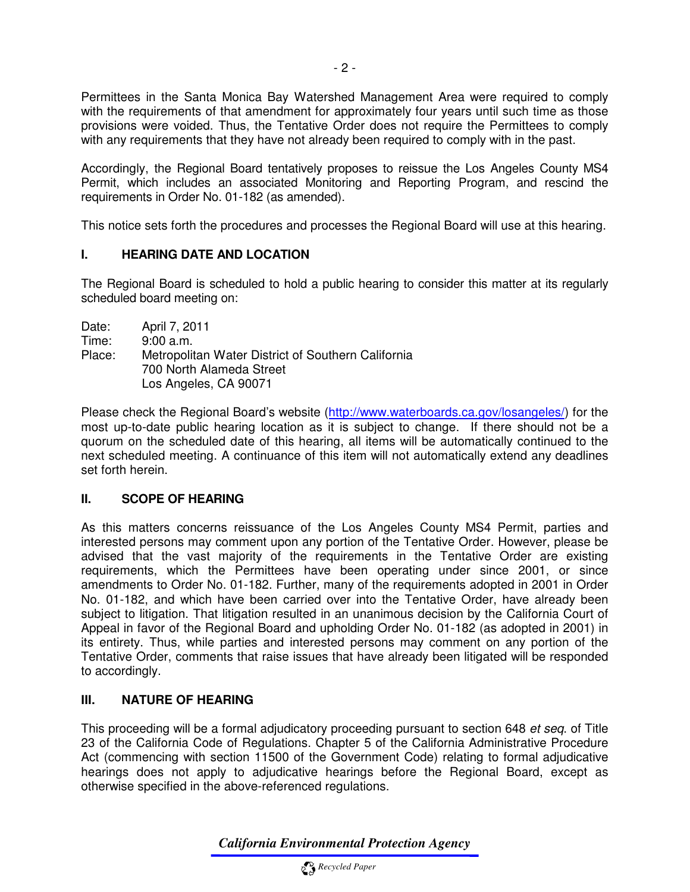Permittees in the Santa Monica Bay Watershed Management Area were required to comply with the requirements of that amendment for approximately four years until such time as those provisions were voided. Thus, the Tentative Order does not require the Permittees to comply with any requirements that they have not already been required to comply with in the past.

Accordingly, the Regional Board tentatively proposes to reissue the Los Angeles County MS4 Permit, which includes an associated Monitoring and Reporting Program, and rescind the requirements in Order No. 01-182 (as amended).

This notice sets forth the procedures and processes the Regional Board will use at this hearing.

## I. HEARING DATE AND LOCATION

The Regional Board is scheduled to hold a public hearing to consider this matter at its regularly scheduled board meeting on:

Date: April 7, 2011
Time: 9:00 a.m.
Place: Metropolitan Water District of Southern California
700 North Alameda Street
Los Angeles, CA 90071

Please check the Regional Board's website (http://www.waterboards.ca.gov/losangeles/) for the most up-to-date public hearing location as it is subject to change. If there should not be a quorum on the scheduled date of this hearing, all items will be automatically continued to the next scheduled meeting. A continuance of this item will not automatically extend any deadlines set forth herein.

## II. SCOPE OF HEARING

As this matters concerns reissuance of the Los Angeles County MS4 Permit, parties and interested persons may comment upon any portion of the Tentative Order. However, please be advised that the vast majority of the requirements in the Tentative Order are existing requirements, which the Permittees have been operating under since 2001, or since amendments to Order No. 01-182. Further, many of the requirements adopted in 2001 in Order No. 01-182, and which have been carried over into the Tentative Order, have already been subject to litigation. That litigation resulted in an unanimous decision by the California Court of Appeal in favor of the Regional Board and upholding Order No. 01-182 (as adopted in 2001) in its entirety. Thus, while parties and interested persons may comment on any portion of the Tentative Order, comments that raise issues that have already been litigated will be responded to accordingly.

## III. NATURE OF HEARING

This proceeding will be a formal adjudicatory proceeding pursuant to section 648 *et seq*. of Title 23 of the California Code of Regulations. Chapter 5 of the California Administrative Procedure Act (commencing with section 11500 of the Government Code) relating to formal adjudicative hearings does not apply to adjudicative hearings before the Regional Board, except as otherwise specified in the above-referenced regulations.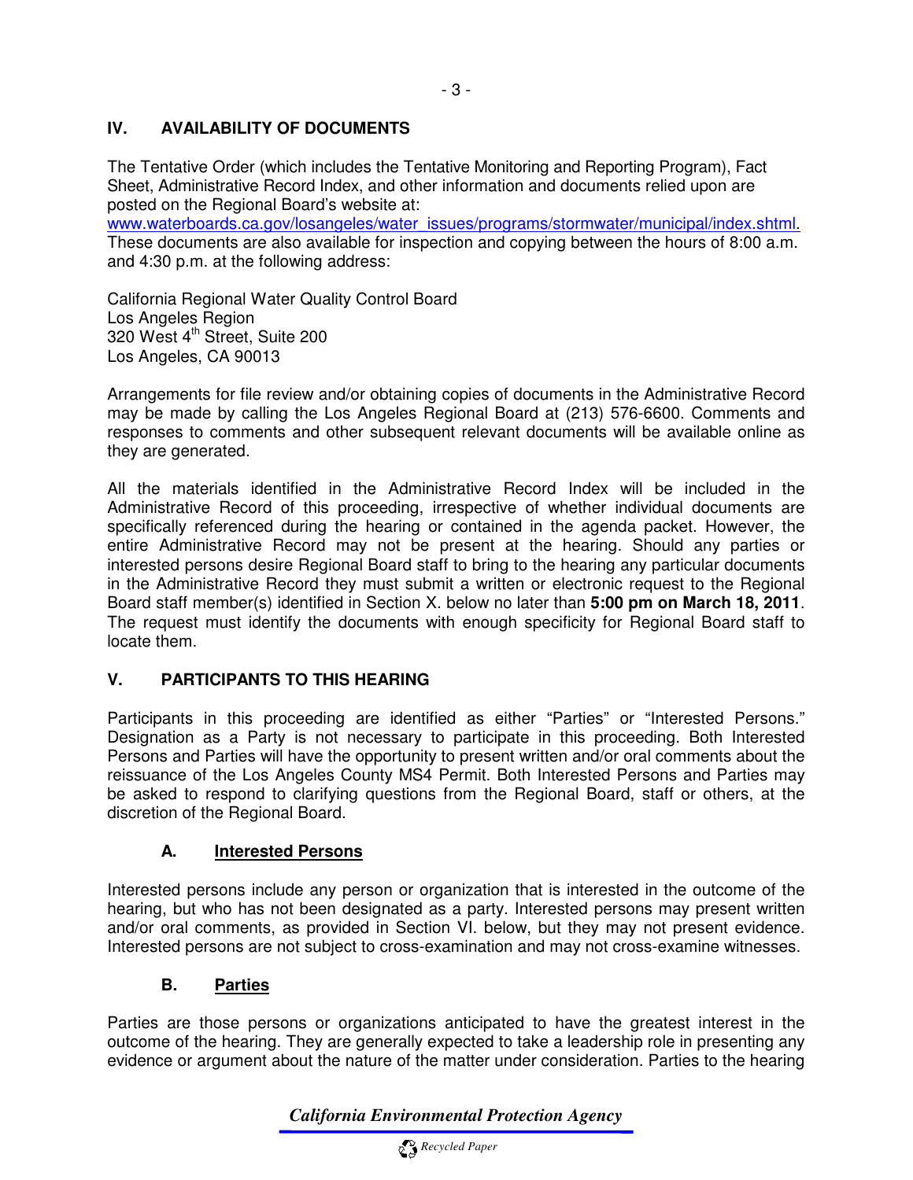## IV. AVAILABILITY OF DOCUMENTS

The Tentative Order (which includes the Tentative Monitoring and Reporting Program), Fact Sheet, Administrative Record Index, and other information and documents relied upon are posted on the Regional Board's website at:
www.waterboards.ca.gov/losangeles/water_issues/programs/stormwater/municipal/index.shtml.
These documents are also available for inspection and copying between the hours of 8:00 a.m. and 4:30 p.m. at the following address:

California Regional Water Quality Control Board
Los Angeles Region
320 West 4th Street, Suite 200
Los Angeles, CA 90013

Arrangements for file review and/or obtaining copies of documents in the Administrative Record may be made by calling the Los Angeles Regional Board at (213) 576-6600. Comments and responses to comments and other subsequent relevant documents will be available online as they are generated.

All the materials identified in the Administrative Record Index will be included in the Administrative Record of this proceeding, irrespective of whether individual documents are specifically referenced during the hearing or contained in the agenda packet. However, the entire Administrative Record may not be present at the hearing. Should any parties or interested persons desire Regional Board staff to bring to the hearing any particular documents in the Administrative Record they must submit a written or electronic request to the Regional Board staff member(s) identified in Section X. below no later than **5:00 pm on March 18, 2011**. The request must identify the documents with enough specificity for Regional Board staff to locate them.

## V. PARTICIPANTS TO THIS HEARING

Participants in this proceeding are identified as either "Parties" or "Interested Persons." Designation as a Party is not necessary to participate in this proceeding. Both Interested Persons and Parties will have the opportunity to present written and/or oral comments about the reissuance of the Los Angeles County MS4 Permit. Both Interested Persons and Parties may be asked to respond to clarifying questions from the Regional Board, staff or others, at the discretion of the Regional Board.

### A. Interested Persons

Interested persons include any person or organization that is interested in the outcome of the hearing, but who has not been designated as a party. Interested persons may present written and/or oral comments, as provided in Section VI. below, but they may not present evidence. Interested persons are not subject to cross-examination and may not cross-examine witnesses.

### B. Parties

Parties are those persons or organizations anticipated to have the greatest interest in the outcome of the hearing. They are generally expected to take a leadership role in presenting any evidence or argument about the nature of the matter under consideration. Parties to the hearing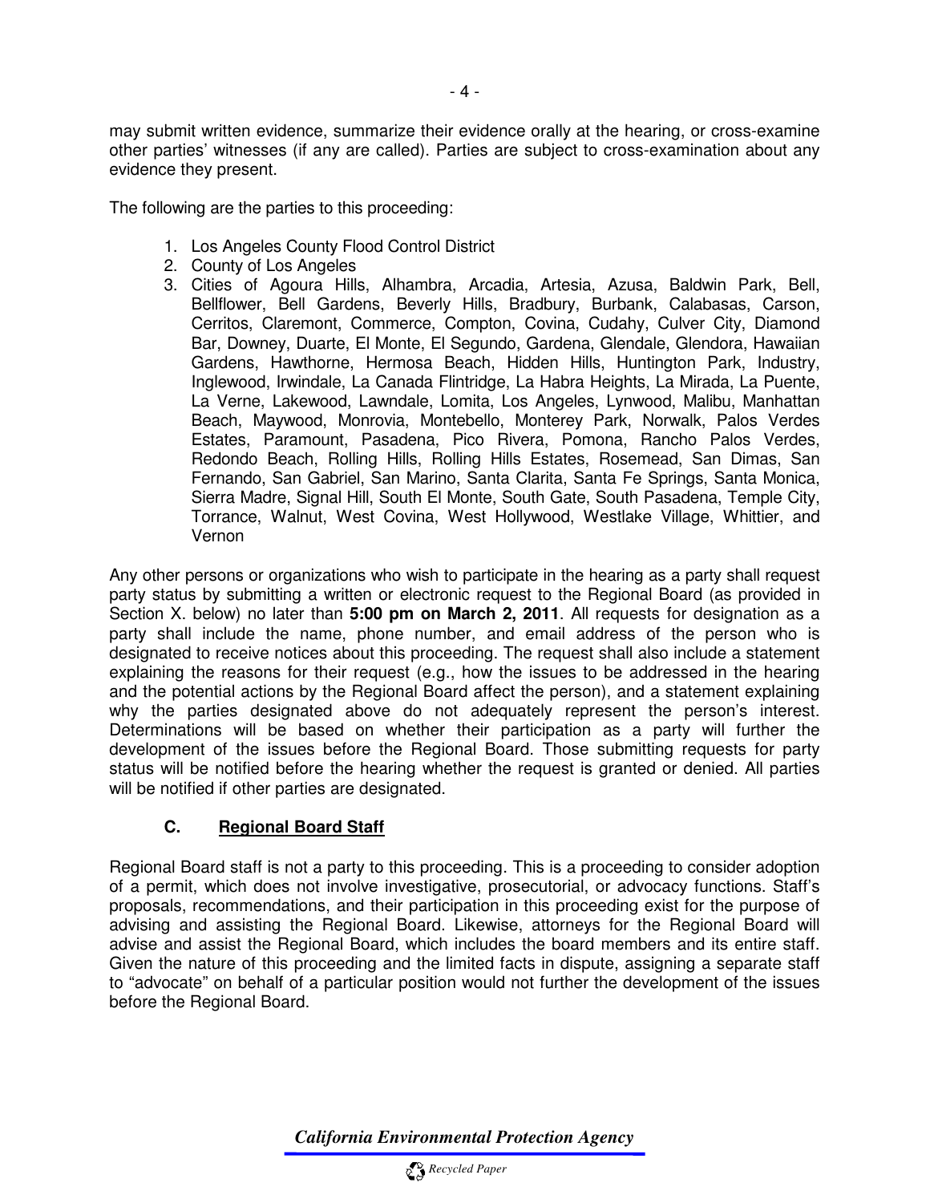may submit written evidence, summarize their evidence orally at the hearing, or cross-examine other parties' witnesses (if any are called). Parties are subject to cross-examination about any evidence they present.

The following are the parties to this proceeding:

1. Los Angeles County Flood Control District
2. County of Los Angeles
3. Cities of Agoura Hills, Alhambra, Arcadia, Artesia, Azusa, Baldwin Park, Bell, Bellflower, Bell Gardens, Beverly Hills, Bradbury, Burbank, Calabasas, Carson, Cerritos, Claremont, Commerce, Compton, Covina, Cudahy, Culver City, Diamond Bar, Downey, Duarte, El Monte, El Segundo, Gardena, Glendale, Glendora, Hawaiian Gardens, Hawthorne, Hermosa Beach, Hidden Hills, Huntington Park, Industry, Inglewood, Irwindale, La Canada Flintridge, La Habra Heights, La Mirada, La Puente, La Verne, Lakewood, Lawndale, Lomita, Los Angeles, Lynwood, Malibu, Manhattan Beach, Maywood, Monrovia, Montebello, Monterey Park, Norwalk, Palos Verdes Estates, Paramount, Pasadena, Pico Rivera, Pomona, Rancho Palos Verdes, Redondo Beach, Rolling Hills, Rolling Hills Estates, Rosemead, San Dimas, San Fernando, San Gabriel, San Marino, Santa Clarita, Santa Fe Springs, Santa Monica, Sierra Madre, Signal Hill, South El Monte, South Gate, South Pasadena, Temple City, Torrance, Walnut, West Covina, West Hollywood, Westlake Village, Whittier, and Vernon

Any other persons or organizations who wish to participate in the hearing as a party shall request party status by submitting a written or electronic request to the Regional Board (as provided in Section X. below) no later than **5:00 pm on March 2, 2011**. All requests for designation as a party shall include the name, phone number, and email address of the person who is designated to receive notices about this proceeding. The request shall also include a statement explaining the reasons for their request (e.g., how the issues to be addressed in the hearing and the potential actions by the Regional Board affect the person), and a statement explaining why the parties designated above do not adequately represent the person's interest. Determinations will be based on whether their participation as a party will further the development of the issues before the Regional Board. Those submitting requests for party status will be notified before the hearing whether the request is granted or denied. All parties will be notified if other parties are designated.

### C. Regional Board Staff

Regional Board staff is not a party to this proceeding. This is a proceeding to consider adoption of a permit, which does not involve investigative, prosecutorial, or advocacy functions. Staff's proposals, recommendations, and their participation in this proceeding exist for the purpose of advising and assisting the Regional Board. Likewise, attorneys for the Regional Board will advise and assist the Regional Board, which includes the board members and its entire staff. Given the nature of this proceeding and the limited facts in dispute, assigning a separate staff to "advocate" on behalf of a particular position would not further the development of the issues before the Regional Board.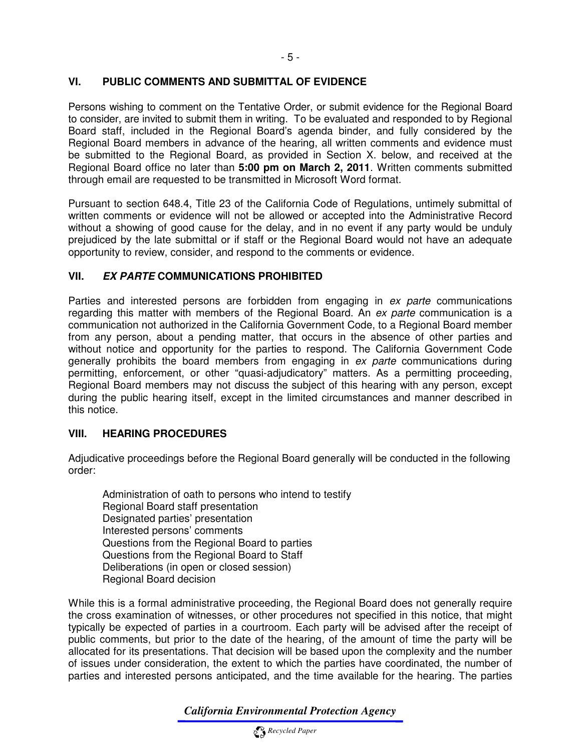## VI. PUBLIC COMMENTS AND SUBMITTAL OF EVIDENCE

Persons wishing to comment on the Tentative Order, or submit evidence for the Regional Board to consider, are invited to submit them in writing. To be evaluated and responded to by Regional Board staff, included in the Regional Board's agenda binder, and fully considered by the Regional Board members in advance of the hearing, all written comments and evidence must be submitted to the Regional Board, as provided in Section X. below, and received at the Regional Board office no later than **5:00 pm on March 2, 2011**. Written comments submitted through email are requested to be transmitted in Microsoft Word format.

Pursuant to section 648.4, Title 23 of the California Code of Regulations, untimely submittal of written comments or evidence will not be allowed or accepted into the Administrative Record without a showing of good cause for the delay, and in no event if any party would be unduly prejudiced by the late submittal or if staff or the Regional Board would not have an adequate opportunity to review, consider, and respond to the comments or evidence.

## VII. *EX PARTE* COMMUNICATIONS PROHIBITED

Parties and interested persons are forbidden from engaging in *ex parte* communications regarding this matter with members of the Regional Board. An *ex parte* communication is a communication not authorized in the California Government Code, to a Regional Board member from any person, about a pending matter, that occurs in the absence of other parties and without notice and opportunity for the parties to respond. The California Government Code generally prohibits the board members from engaging in *ex parte* communications during permitting, enforcement, or other "quasi-adjudicatory" matters. As a permitting proceeding, Regional Board members may not discuss the subject of this hearing with any person, except during the public hearing itself, except in the limited circumstances and manner described in this notice.

## VIII. HEARING PROCEDURES

Adjudicative proceedings before the Regional Board generally will be conducted in the following order:

- Administration of oath to persons who intend to testify
- Regional Board staff presentation
- Designated parties' presentation
- Interested persons' comments
- Questions from the Regional Board to parties
- Questions from the Regional Board to Staff
- Deliberations (in open or closed session)
- Regional Board decision

While this is a formal administrative proceeding, the Regional Board does not generally require the cross examination of witnesses, or other procedures not specified in this notice, that might typically be expected of parties in a courtroom. Each party will be advised after the receipt of public comments, but prior to the date of the hearing, of the amount of time the party will be allocated for its presentations. That decision will be based upon the complexity and the number of issues under consideration, the extent to which the parties have coordinated, the number of parties and interested persons anticipated, and the time available for the hearing. The parties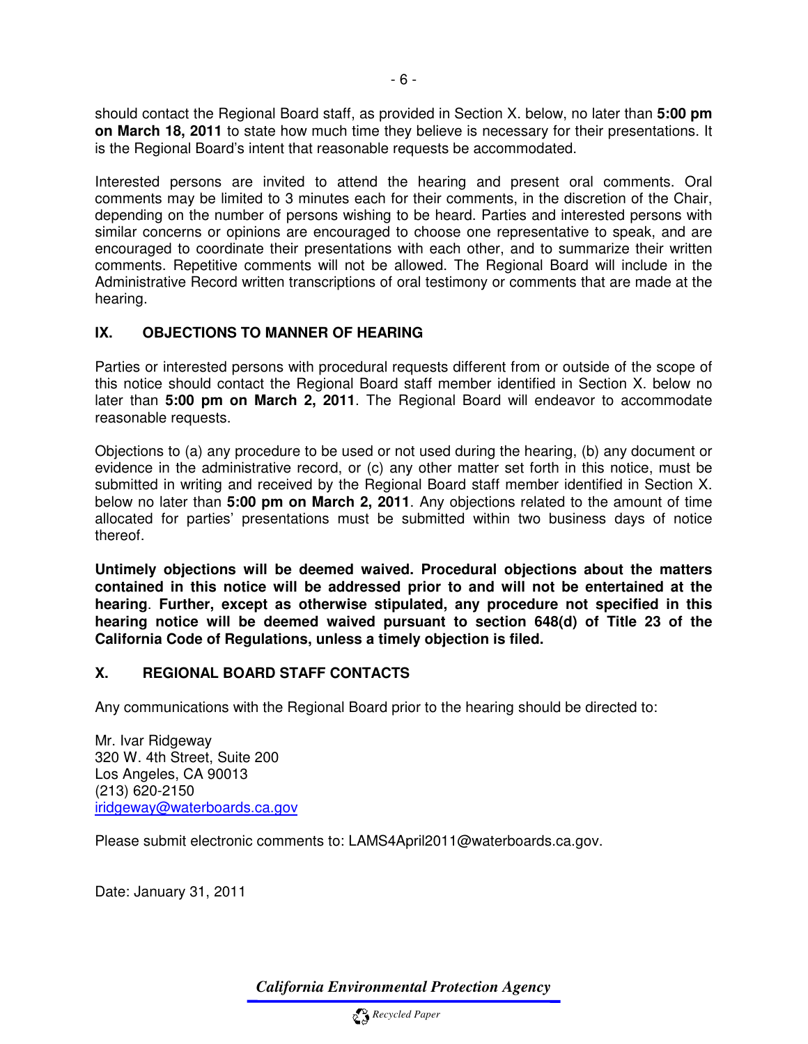should contact the Regional Board staff, as provided in Section X. below, no later than **5:00 pm on March 18, 2011** to state how much time they believe is necessary for their presentations. It is the Regional Board's intent that reasonable requests be accommodated.

Interested persons are invited to attend the hearing and present oral comments. Oral comments may be limited to 3 minutes each for their comments, in the discretion of the Chair, depending on the number of persons wishing to be heard. Parties and interested persons with similar concerns or opinions are encouraged to choose one representative to speak, and are encouraged to coordinate their presentations with each other, and to summarize their written comments. Repetitive comments will not be allowed. The Regional Board will include in the Administrative Record written transcriptions of oral testimony or comments that are made at the hearing.

## IX. OBJECTIONS TO MANNER OF HEARING

Parties or interested persons with procedural requests different from or outside of the scope of this notice should contact the Regional Board staff member identified in Section X. below no later than **5:00 pm on March 2, 2011**. The Regional Board will endeavor to accommodate reasonable requests.

Objections to (a) any procedure to be used or not used during the hearing, (b) any document or evidence in the administrative record, or (c) any other matter set forth in this notice, must be submitted in writing and received by the Regional Board staff member identified in Section X. below no later than **5:00 pm on March 2, 2011**. Any objections related to the amount of time allocated for parties' presentations must be submitted within two business days of notice thereof.

**Untimely objections will be deemed waived. Procedural objections about the matters contained in this notice will be addressed prior to and will not be entertained at the hearing. Further, except as otherwise stipulated, any procedure not specified in this hearing notice will be deemed waived pursuant to section 648(d) of Title 23 of the California Code of Regulations, unless a timely objection is filed.**

## X. REGIONAL BOARD STAFF CONTACTS

Any communications with the Regional Board prior to the hearing should be directed to:

Mr. Ivar Ridgeway  
320 W. 4th Street, Suite 200  
Los Angeles, CA 90013  
(213) 620-2150  
iridgeway@waterboards.ca.gov

Please submit electronic comments to: LAMS4April2011@waterboards.ca.gov.

Date: January 31, 2011